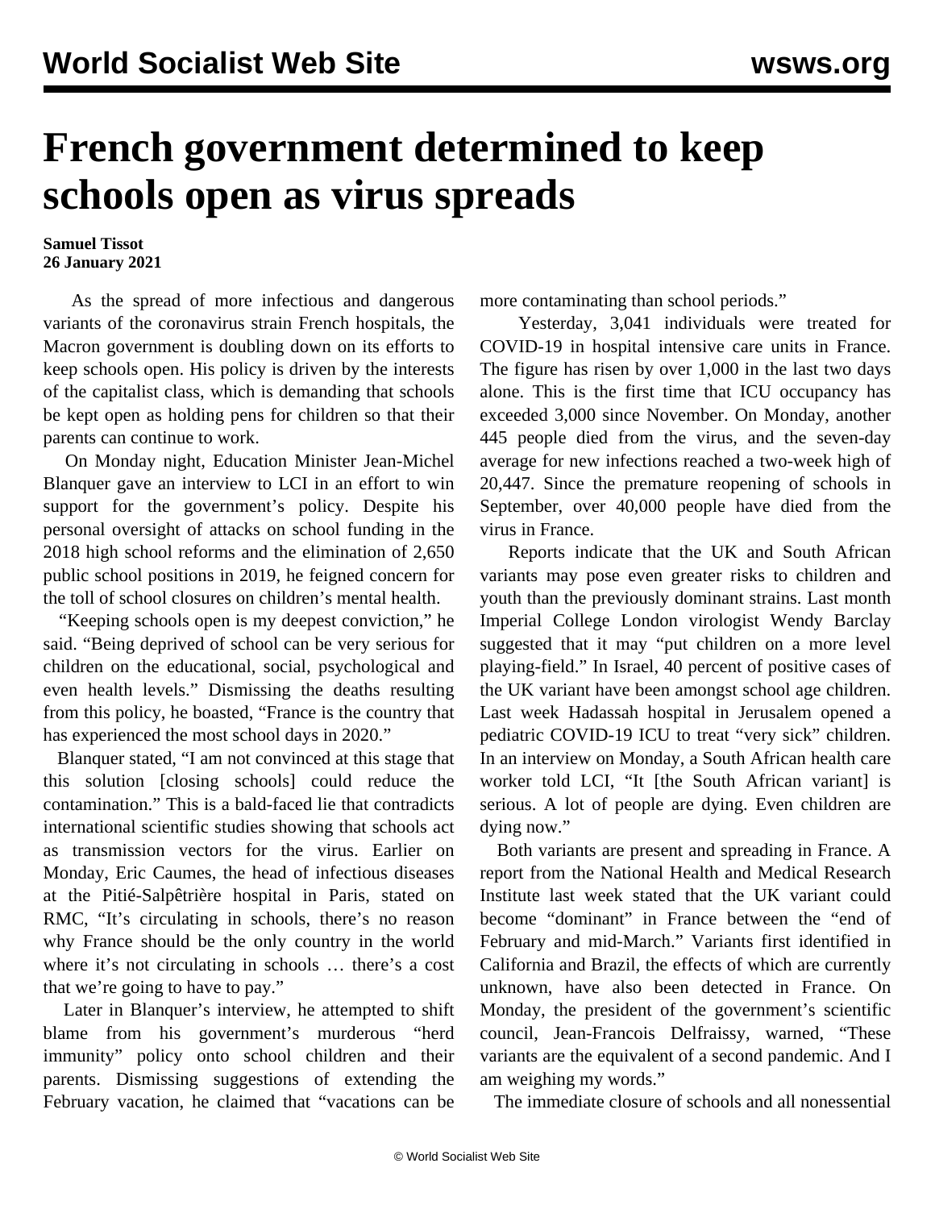# French government determined to keep schools open as virus spreads

**Samuel Tissot**
**26 January 2021**

As the spread of more infectious and dangerous variants of the coronavirus strain French hospitals, the Macron government is doubling down on its efforts to keep schools open. His policy is driven by the interests of the capitalist class, which is demanding that schools be kept open as holding pens for children so that their parents can continue to work.

On Monday night, Education Minister Jean-Michel Blanquer gave an interview to LCI in an effort to win support for the government's policy. Despite his personal oversight of attacks on school funding in the 2018 high school reforms and the elimination of 2,650 public school positions in 2019, he feigned concern for the toll of school closures on children's mental health.

"Keeping schools open is my deepest conviction," he said. "Being deprived of school can be very serious for children on the educational, social, psychological and even health levels." Dismissing the deaths resulting from this policy, he boasted, "France is the country that has experienced the most school days in 2020."

Blanquer stated, "I am not convinced at this stage that this solution [closing schools] could reduce the contamination." This is a bald-faced lie that contradicts international scientific studies showing that schools act as transmission vectors for the virus. Earlier on Monday, Eric Caumes, the head of infectious diseases at the Pitié-Salpêtrière hospital in Paris, stated on RMC, "It's circulating in schools, there's no reason why France should be the only country in the world where it's not circulating in schools … there's a cost that we're going to have to pay."

Later in Blanquer's interview, he attempted to shift blame from his government's murderous "herd immunity" policy onto school children and their parents. Dismissing suggestions of extending the February vacation, he claimed that "vacations can be more contaminating than school periods."

Yesterday, 3,041 individuals were treated for COVID-19 in hospital intensive care units in France. The figure has risen by over 1,000 in the last two days alone. This is the first time that ICU occupancy has exceeded 3,000 since November. On Monday, another 445 people died from the virus, and the seven-day average for new infections reached a two-week high of 20,447. Since the premature reopening of schools in September, over 40,000 people have died from the virus in France.

Reports indicate that the UK and South African variants may pose even greater risks to children and youth than the previously dominant strains. Last month Imperial College London virologist Wendy Barclay suggested that it may "put children on a more level playing-field." In Israel, 40 percent of positive cases of the UK variant have been amongst school age children. Last week Hadassah hospital in Jerusalem opened a pediatric COVID-19 ICU to treat "very sick" children. In an interview on Monday, a South African health care worker told LCI, "It [the South African variant] is serious. A lot of people are dying. Even children are dying now."

Both variants are present and spreading in France. A report from the National Health and Medical Research Institute last week stated that the UK variant could become "dominant" in France between the "end of February and mid-March." Variants first identified in California and Brazil, the effects of which are currently unknown, have also been detected in France. On Monday, the president of the government's scientific council, Jean-Francois Delfraissy, warned, "These variants are the equivalent of a second pandemic. And I am weighing my words."

The immediate closure of schools and all nonessential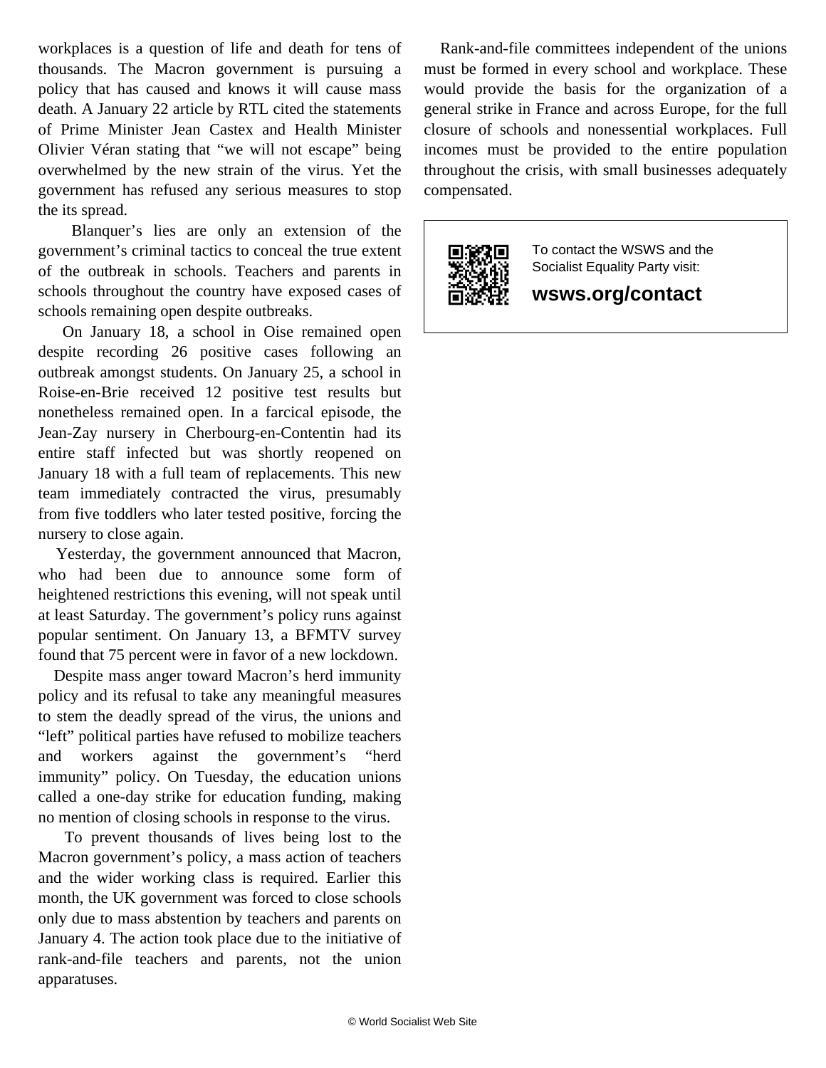workplaces is a question of life and death for tens of thousands. The Macron government is pursuing a policy that has caused and knows it will cause mass death. A January 22 article by RTL cited the statements of Prime Minister Jean Castex and Health Minister Olivier Véran stating that "we will not escape" being overwhelmed by the new strain of the virus. Yet the government has refused any serious measures to stop the its spread.

Blanquer's lies are only an extension of the government's criminal tactics to conceal the true extent of the outbreak in schools. Teachers and parents in schools throughout the country have exposed cases of schools remaining open despite outbreaks.

On January 18, a school in Oise remained open despite recording 26 positive cases following an outbreak amongst students. On January 25, a school in Roise-en-Brie received 12 positive test results but nonetheless remained open. In a farcical episode, the Jean-Zay nursery in Cherbourg-en-Contentin had its entire staff infected but was shortly reopened on January 18 with a full team of replacements. This new team immediately contracted the virus, presumably from five toddlers who later tested positive, forcing the nursery to close again.

Yesterday, the government announced that Macron, who had been due to announce some form of heightened restrictions this evening, will not speak until at least Saturday. The government's policy runs against popular sentiment. On January 13, a BFMTV survey found that 75 percent were in favor of a new lockdown.

Despite mass anger toward Macron's herd immunity policy and its refusal to take any meaningful measures to stem the deadly spread of the virus, the unions and "left" political parties have refused to mobilize teachers and workers against the government's "herd immunity" policy. On Tuesday, the education unions called a one-day strike for education funding, making no mention of closing schools in response to the virus.

To prevent thousands of lives being lost to the Macron government's policy, a mass action of teachers and the wider working class is required. Earlier this month, the UK government was forced to close schools only due to mass abstention by teachers and parents on January 4. The action took place due to the initiative of rank-and-file teachers and parents, not the union apparatuses.

Rank-and-file committees independent of the unions must be formed in every school and workplace. These would provide the basis for the organization of a general strike in France and across Europe, for the full closure of schools and nonessential workplaces. Full incomes must be provided to the entire population throughout the crisis, with small businesses adequately compensated.

To contact the WSWS and the Socialist Equality Party visit:

**wsws.org/contact**